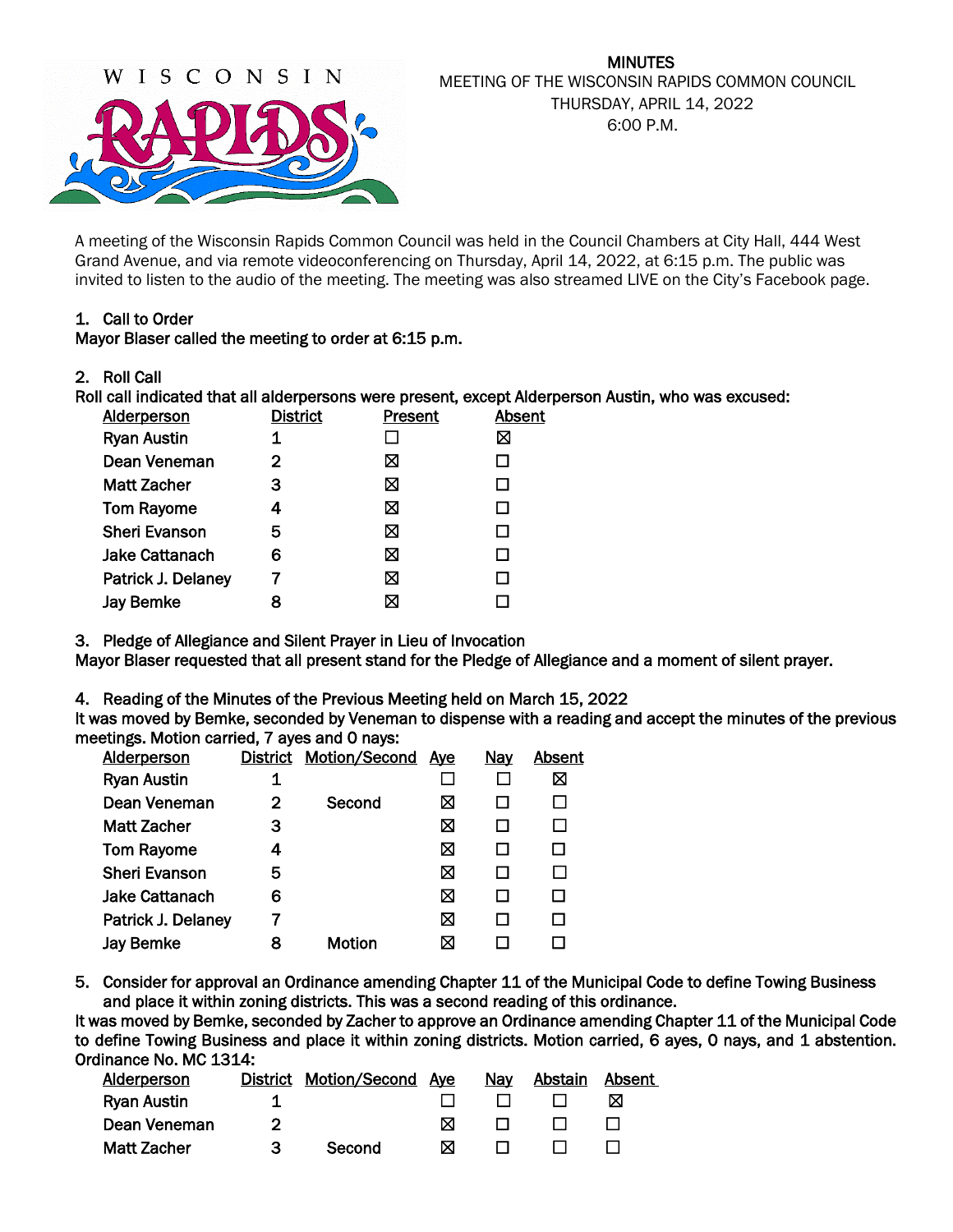# MINUTES

MEETING OF THE WISCONSIN RAPIDS COMMON COUNCIL
THURSDAY, APRIL 14, 2022
6:00 P.M.

A meeting of the Wisconsin Rapids Common Council was held in the Council Chambers at City Hall, 444 West Grand Avenue, and via remote videoconferencing on Thursday, April 14, 2022, at 6:15 p.m. The public was invited to listen to the audio of the meeting. The meeting was also streamed LIVE on the City's Facebook page.

1. **Call to Order**

**Mayor Blaser called the meeting to order at 6:15 p.m.**

2. **Roll Call**

**Roll call indicated that all alderpersons were present, except Alderperson Austin, who was excused:**

| Alderperson | District | Present | Absent |
|---|---|---|---|
| Ryan Austin | 1 | ☐ | ☒ |
| Dean Veneman | 2 | ☒ | ☐ |
| Matt Zacher | 3 | ☒ | ☐ |
| Tom Rayome | 4 | ☒ | ☐ |
| Sheri Evanson | 5 | ☒ | ☐ |
| Jake Cattanach | 6 | ☒ | ☐ |
| Patrick J. Delaney | 7 | ☒ | ☐ |
| Jay Bemke | 8 | ☒ | ☐ |

3. **Pledge of Allegiance and Silent Prayer in Lieu of Invocation**

**Mayor Blaser requested that all present stand for the Pledge of Allegiance and a moment of silent prayer.**

4. **Reading of the Minutes of the Previous Meeting held on March 15, 2022**

**It was moved by Bemke, seconded by Veneman to dispense with a reading and accept the minutes of the previous meetings. Motion carried, 7 ayes and 0 nays:**

| Alderperson | District | Motion/Second | Aye | Nay | Absent |
|---|---|---|---|---|---|
| Ryan Austin | 1 | | ☐ | ☐ | ☒ |
| Dean Veneman | 2 | Second | ☒ | ☐ | ☐ |
| Matt Zacher | 3 | | ☒ | ☐ | ☐ |
| Tom Rayome | 4 | | ☒ | ☐ | ☐ |
| Sheri Evanson | 5 | | ☒ | ☐ | ☐ |
| Jake Cattanach | 6 | | ☒ | ☐ | ☐ |
| Patrick J. Delaney | 7 | | ☒ | ☐ | ☐ |
| Jay Bemke | 8 | Motion | ☒ | ☐ | ☐ |

5. **Consider for approval an Ordinance amending Chapter 11 of the Municipal Code to define Towing Business and place it within zoning districts. This was a second reading of this ordinance.**

**It was moved by Bemke, seconded by Zacher to approve an Ordinance amending Chapter 11 of the Municipal Code to define Towing Business and place it within zoning districts. Motion carried, 6 ayes, 0 nays, and 1 abstention. Ordinance No. MC 1314:**

| Alderperson | District | Motion/Second | Aye | Nay | Abstain | Absent |
|---|---|---|---|---|---|---|
| Ryan Austin | 1 | | ☐ | ☐ | ☐ | ☒ |
| Dean Veneman | 2 | | ☒ | ☐ | ☐ | ☐ |
| Matt Zacher | 3 | Second | ☒ | ☐ | ☐ | ☐ |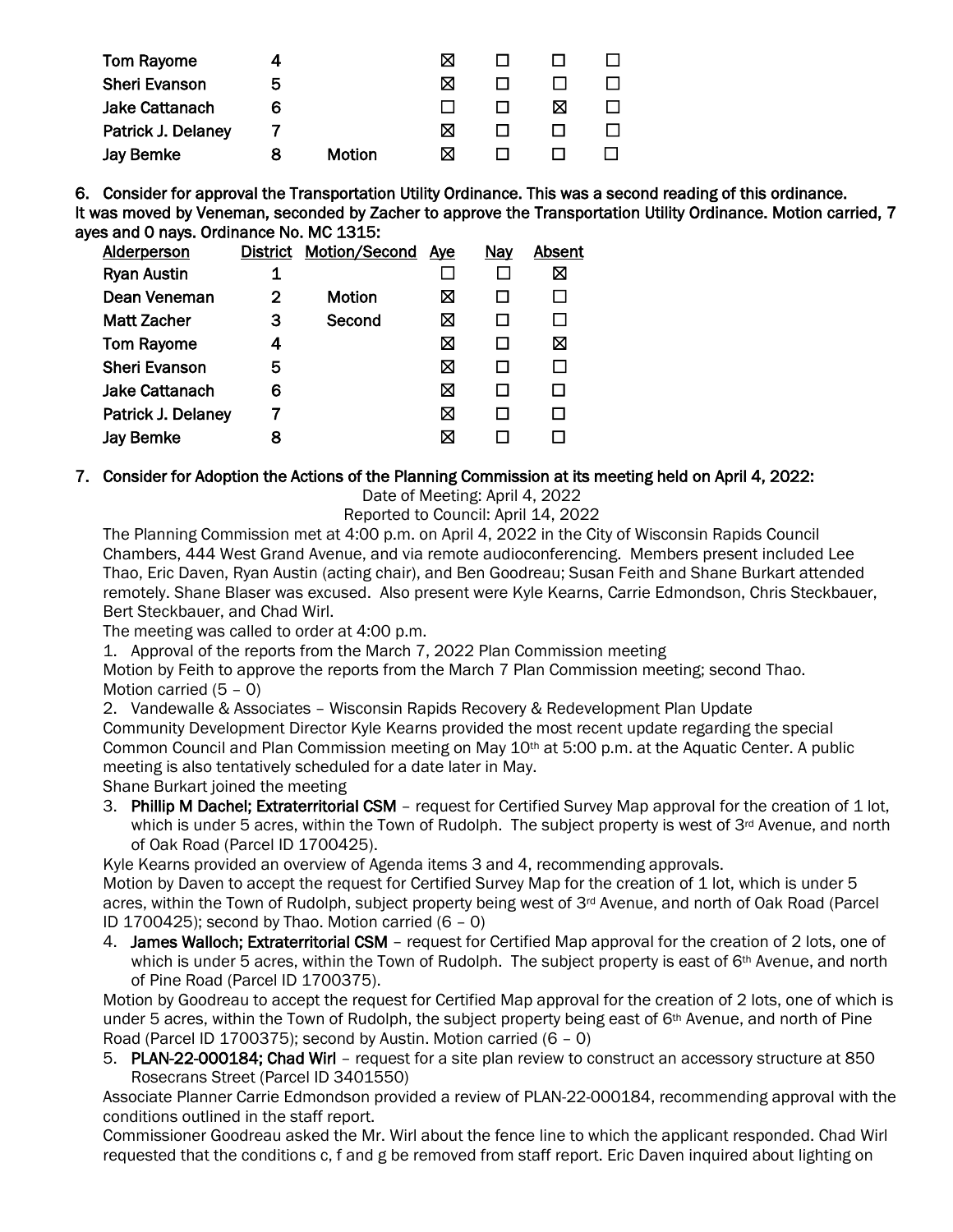| | | | | | | |
|---|---|---|---|---|---|---|
| Tom Rayome | 4 | | ☒ | ☐ | ☐ | ☐ |
| Sheri Evanson | 5 | | ☒ | ☐ | ☐ | ☐ |
| Jake Cattanach | 6 | | ☐ | ☐ | ☒ | ☐ |
| Patrick J. Delaney | 7 | | ☒ | ☐ | ☐ | ☐ |
| Jay Bemke | 8 | Motion | ☒ | ☐ | ☐ | ☐ |

**6. Consider for approval the Transportation Utility Ordinance. This was a second reading of this ordinance.**
**It was moved by Veneman, seconded by Zacher to approve the Transportation Utility Ordinance. Motion carried, 7 ayes and 0 nays. Ordinance No. MC 1315:**

| Alderperson | District | Motion/Second | Aye | Nay | Absent |
|---|---|---|---|---|---|
| Ryan Austin | 1 | | ☐ | ☐ | ☒ |
| Dean Veneman | 2 | Motion | ☒ | ☐ | ☐ |
| Matt Zacher | 3 | Second | ☒ | ☐ | ☐ |
| Tom Rayome | 4 | | ☒ | ☐ | ☒ |
| Sheri Evanson | 5 | | ☒ | ☐ | ☐ |
| Jake Cattanach | 6 | | ☒ | ☐ | ☐ |
| Patrick J. Delaney | 7 | | ☒ | ☐ | ☐ |
| Jay Bemke | 8 | | ☒ | ☐ | ☐ |

**7. Consider for Adoption the Actions of the Planning Commission at its meeting held on April 4, 2022:**

Date of Meeting: April 4, 2022
Reported to Council: April 14, 2022

The Planning Commission met at 4:00 p.m. on April 4, 2022 in the City of Wisconsin Rapids Council Chambers, 444 West Grand Avenue, and via remote audioconferencing. Members present included Lee Thao, Eric Daven, Ryan Austin (acting chair), and Ben Goodreau; Susan Feith and Shane Burkart attended remotely. Shane Blaser was excused. Also present were Kyle Kearns, Carrie Edmondson, Chris Steckbauer, Bert Steckbauer, and Chad Wirl.

The meeting was called to order at 4:00 p.m.

1. Approval of the reports from the March 7, 2022 Plan Commission meeting

Motion by Feith to approve the reports from the March 7 Plan Commission meeting; second Thao. Motion carried (5 – 0)

2. Vandewalle & Associates – Wisconsin Rapids Recovery & Redevelopment Plan Update

Community Development Director Kyle Kearns provided the most recent update regarding the special Common Council and Plan Commission meeting on May 10th at 5:00 p.m. at the Aquatic Center. A public meeting is also tentatively scheduled for a date later in May.

Shane Burkart joined the meeting

3. **Phillip M Dachel; Extraterritorial CSM** – request for Certified Survey Map approval for the creation of 1 lot, which is under 5 acres, within the Town of Rudolph. The subject property is west of 3rd Avenue, and north of Oak Road (Parcel ID 1700425).

Kyle Kearns provided an overview of Agenda items 3 and 4, recommending approvals.

Motion by Daven to accept the request for Certified Survey Map for the creation of 1 lot, which is under 5 acres, within the Town of Rudolph, subject property being west of 3rd Avenue, and north of Oak Road (Parcel ID 1700425); second by Thao. Motion carried (6 – 0)

4. **James Walloch; Extraterritorial CSM** – request for Certified Map approval for the creation of 2 lots, one of which is under 5 acres, within the Town of Rudolph. The subject property is east of 6th Avenue, and north of Pine Road (Parcel ID 1700375).

Motion by Goodreau to accept the request for Certified Map approval for the creation of 2 lots, one of which is under 5 acres, within the Town of Rudolph, the subject property being east of 6th Avenue, and north of Pine Road (Parcel ID 1700375); second by Austin. Motion carried (6 – 0)

5. **PLAN-22-000184; Chad Wirl** – request for a site plan review to construct an accessory structure at 850 Rosecrans Street (Parcel ID 3401550)

Associate Planner Carrie Edmondson provided a review of PLAN-22-000184, recommending approval with the conditions outlined in the staff report.

Commissioner Goodreau asked the Mr. Wirl about the fence line to which the applicant responded. Chad Wirl requested that the conditions c, f and g be removed from staff report. Eric Daven inquired about lighting on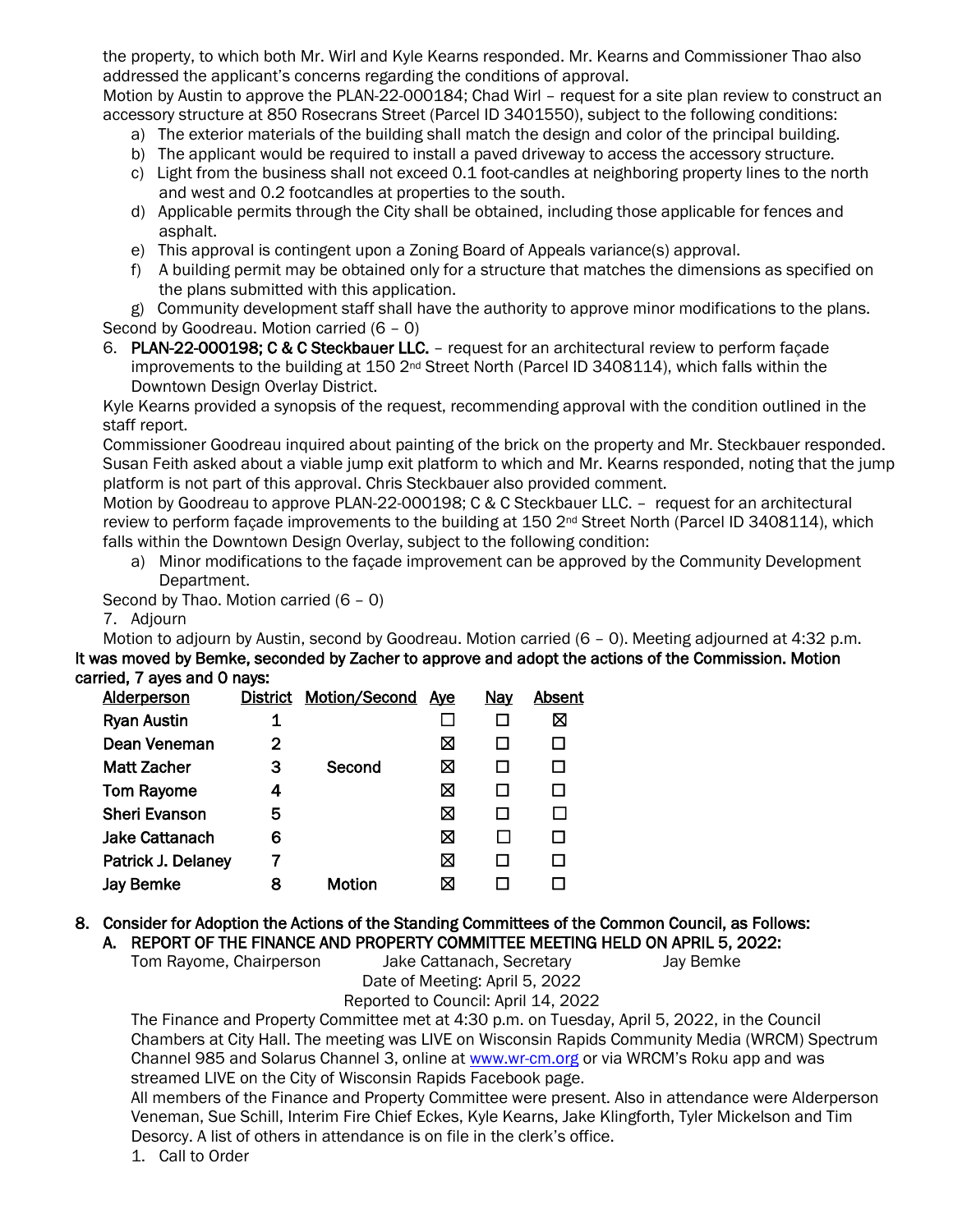the property, to which both Mr. Wirl and Kyle Kearns responded. Mr. Kearns and Commissioner Thao also addressed the applicant's concerns regarding the conditions of approval.

Motion by Austin to approve the PLAN-22-000184; Chad Wirl – request for a site plan review to construct an accessory structure at 850 Rosecrans Street (Parcel ID 3401550), subject to the following conditions:

a) The exterior materials of the building shall match the design and color of the principal building.
b) The applicant would be required to install a paved driveway to access the accessory structure.
c) Light from the business shall not exceed 0.1 foot-candles at neighboring property lines to the north and west and 0.2 footcandles at properties to the south.
d) Applicable permits through the City shall be obtained, including those applicable for fences and asphalt.
e) This approval is contingent upon a Zoning Board of Appeals variance(s) approval.
f) A building permit may be obtained only for a structure that matches the dimensions as specified on the plans submitted with this application.
g) Community development staff shall have the authority to approve minor modifications to the plans.

Second by Goodreau. Motion carried (6 – 0)

6. **PLAN-22-000198; C & C Steckbauer LLC.** – request for an architectural review to perform façade improvements to the building at 150 2nd Street North (Parcel ID 3408114), which falls within the Downtown Design Overlay District.

Kyle Kearns provided a synopsis of the request, recommending approval with the condition outlined in the staff report.

Commissioner Goodreau inquired about painting of the brick on the property and Mr. Steckbauer responded. Susan Feith asked about a viable jump exit platform to which and Mr. Kearns responded, noting that the jump platform is not part of this approval. Chris Steckbauer also provided comment.

Motion by Goodreau to approve PLAN-22-000198; C & C Steckbauer LLC. – request for an architectural review to perform façade improvements to the building at 150 2nd Street North (Parcel ID 3408114), which falls within the Downtown Design Overlay, subject to the following condition:

a) Minor modifications to the façade improvement can be approved by the Community Development Department.

Second by Thao. Motion carried (6 – 0)

7. Adjourn

Motion to adjourn by Austin, second by Goodreau. Motion carried (6 – 0). Meeting adjourned at 4:32 p.m.

**It was moved by Bemke, seconded by Zacher to approve and adopt the actions of the Commission. Motion carried, 7 ayes and 0 nays:**

| Alderperson | District | Motion/Second | Aye | Nay | Absent |
|---|---|---|---|---|---|
| Ryan Austin | 1 | | ☐ | ☐ | ☒ |
| Dean Veneman | 2 | | ☒ | ☐ | ☐ |
| Matt Zacher | 3 | Second | ☒ | ☐ | ☐ |
| Tom Rayome | 4 | | ☒ | ☐ | ☐ |
| Sheri Evanson | 5 | | ☒ | ☐ | ☐ |
| Jake Cattanach | 6 | | ☒ | ☐ | ☐ |
| Patrick J. Delaney | 7 | | ☒ | ☐ | ☐ |
| Jay Bemke | 8 | Motion | ☒ | ☐ | ☐ |

**8. Consider for Adoption the Actions of the Standing Committees of the Common Council, as Follows:**

**A. REPORT OF THE FINANCE AND PROPERTY COMMITTEE MEETING HELD ON APRIL 5, 2022:**

Tom Rayome, Chairperson     Jake Cattanach, Secretary     Jay Bemke

Date of Meeting: April 5, 2022

Reported to Council: April 14, 2022

The Finance and Property Committee met at 4:30 p.m. on Tuesday, April 5, 2022, in the Council Chambers at City Hall. The meeting was LIVE on Wisconsin Rapids Community Media (WRCM) Spectrum Channel 985 and Solarus Channel 3, online at [www.wr-cm.org](http://www.wr-cm.org) or via WRCM's Roku app and was streamed LIVE on the City of Wisconsin Rapids Facebook page.

All members of the Finance and Property Committee were present. Also in attendance were Alderperson Veneman, Sue Schill, Interim Fire Chief Eckes, Kyle Kearns, Jake Klingforth, Tyler Mickelson and Tim Desorcy. A list of others in attendance is on file in the clerk's office.

1. Call to Order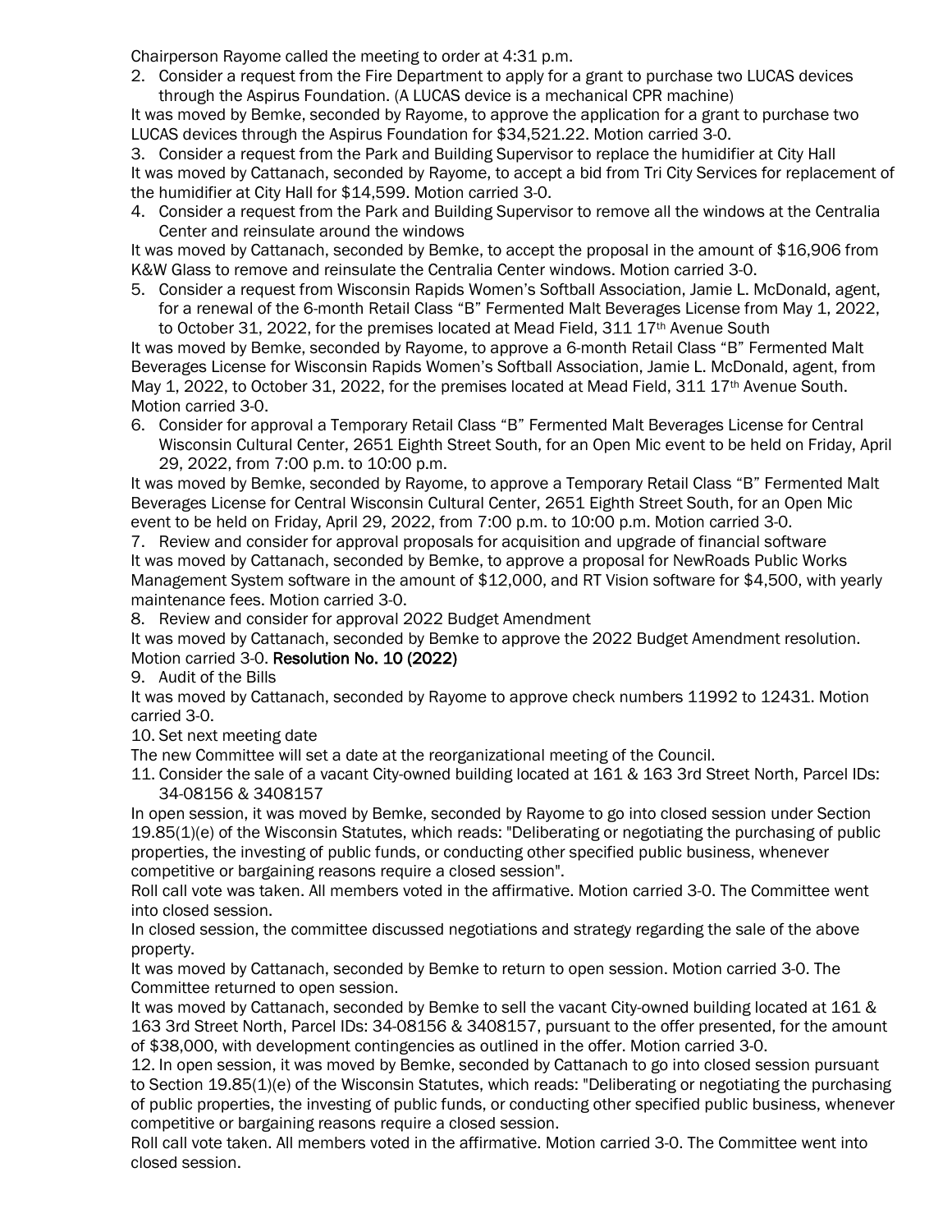Chairperson Rayome called the meeting to order at 4:31 p.m.

2. Consider a request from the Fire Department to apply for a grant to purchase two LUCAS devices through the Aspirus Foundation. (A LUCAS device is a mechanical CPR machine)

It was moved by Bemke, seconded by Rayome, to approve the application for a grant to purchase two LUCAS devices through the Aspirus Foundation for $34,521.22. Motion carried 3-0.

3. Consider a request from the Park and Building Supervisor to replace the humidifier at City Hall

It was moved by Cattanach, seconded by Rayome, to accept a bid from Tri City Services for replacement of the humidifier at City Hall for $14,599. Motion carried 3-0.

4. Consider a request from the Park and Building Supervisor to remove all the windows at the Centralia Center and reinsulate around the windows

It was moved by Cattanach, seconded by Bemke, to accept the proposal in the amount of $16,906 from K&W Glass to remove and reinsulate the Centralia Center windows. Motion carried 3-0.

5. Consider a request from Wisconsin Rapids Women's Softball Association, Jamie L. McDonald, agent, for a renewal of the 6-month Retail Class "B" Fermented Malt Beverages License from May 1, 2022, to October 31, 2022, for the premises located at Mead Field, 311 17th Avenue South

It was moved by Bemke, seconded by Rayome, to approve a 6-month Retail Class "B" Fermented Malt Beverages License for Wisconsin Rapids Women's Softball Association, Jamie L. McDonald, agent, from May 1, 2022, to October 31, 2022, for the premises located at Mead Field, 311 17th Avenue South. Motion carried 3-0.

6. Consider for approval a Temporary Retail Class "B" Fermented Malt Beverages License for Central Wisconsin Cultural Center, 2651 Eighth Street South, for an Open Mic event to be held on Friday, April 29, 2022, from 7:00 p.m. to 10:00 p.m.

It was moved by Bemke, seconded by Rayome, to approve a Temporary Retail Class "B" Fermented Malt Beverages License for Central Wisconsin Cultural Center, 2651 Eighth Street South, for an Open Mic event to be held on Friday, April 29, 2022, from 7:00 p.m. to 10:00 p.m. Motion carried 3-0.

7. Review and consider for approval proposals for acquisition and upgrade of financial software

It was moved by Cattanach, seconded by Bemke, to approve a proposal for NewRoads Public Works Management System software in the amount of $12,000, and RT Vision software for $4,500, with yearly maintenance fees. Motion carried 3-0.

8. Review and consider for approval 2022 Budget Amendment

It was moved by Cattanach, seconded by Bemke to approve the 2022 Budget Amendment resolution. Motion carried 3-0. **Resolution No. 10 (2022)**

9. Audit of the Bills

It was moved by Cattanach, seconded by Rayome to approve check numbers 11992 to 12431. Motion carried 3-0.

10. Set next meeting date

The new Committee will set a date at the reorganizational meeting of the Council.

11. Consider the sale of a vacant City-owned building located at 161 & 163 3rd Street North, Parcel IDs: 34-08156 & 3408157

In open session, it was moved by Bemke, seconded by Rayome to go into closed session under Section 19.85(1)(e) of the Wisconsin Statutes, which reads: "Deliberating or negotiating the purchasing of public properties, the investing of public funds, or conducting other specified public business, whenever competitive or bargaining reasons require a closed session".

Roll call vote was taken. All members voted in the affirmative. Motion carried 3-0. The Committee went into closed session.

In closed session, the committee discussed negotiations and strategy regarding the sale of the above property.

It was moved by Cattanach, seconded by Bemke to return to open session. Motion carried 3-0. The Committee returned to open session.

It was moved by Cattanach, seconded by Bemke to sell the vacant City-owned building located at 161 & 163 3rd Street North, Parcel IDs: 34-08156 & 3408157, pursuant to the offer presented, for the amount of $38,000, with development contingencies as outlined in the offer. Motion carried 3-0.

12. In open session, it was moved by Bemke, seconded by Cattanach to go into closed session pursuant to Section 19.85(1)(e) of the Wisconsin Statutes, which reads: "Deliberating or negotiating the purchasing of public properties, the investing of public funds, or conducting other specified public business, whenever competitive or bargaining reasons require a closed session.

Roll call vote taken. All members voted in the affirmative. Motion carried 3-0. The Committee went into closed session.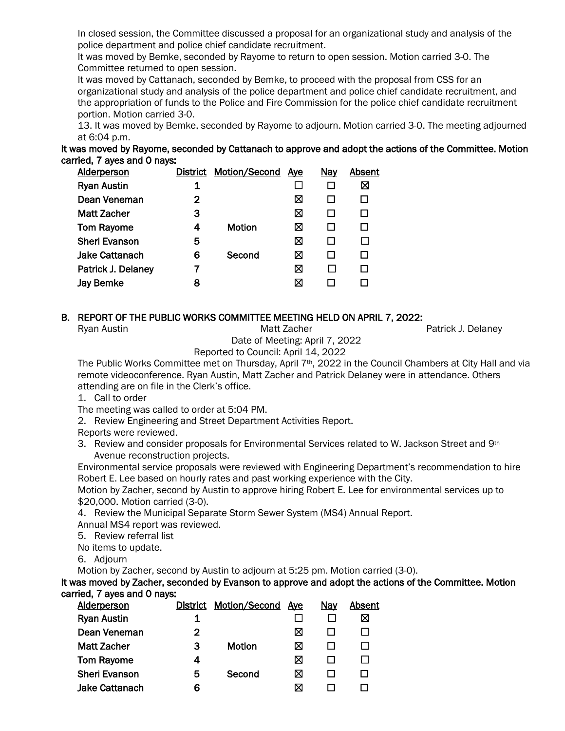In closed session, the Committee discussed a proposal for an organizational study and analysis of the police department and police chief candidate recruitment.

It was moved by Bemke, seconded by Rayome to return to open session. Motion carried 3-0. The Committee returned to open session.

It was moved by Cattanach, seconded by Bemke, to proceed with the proposal from CSS for an organizational study and analysis of the police department and police chief candidate recruitment, and the appropriation of funds to the Police and Fire Commission for the police chief candidate recruitment portion. Motion carried 3-0.

13. It was moved by Bemke, seconded by Rayome to adjourn. Motion carried 3-0. The meeting adjourned at 6:04 p.m.

**It was moved by Rayome, seconded by Cattanach to approve and adopt the actions of the Committee. Motion carried, 7 ayes and 0 nays:**

| Alderperson | District | Motion/Second | Aye | Nay | Absent |
|---|---|---|---|---|---|
| Ryan Austin | 1 | | ☐ | ☐ | ☒ |
| Dean Veneman | 2 | | ☒ | ☐ | ☐ |
| Matt Zacher | 3 | | ☒ | ☐ | ☐ |
| Tom Rayome | 4 | Motion | ☒ | ☐ | ☐ |
| Sheri Evanson | 5 | | ☒ | ☐ | ☐ |
| Jake Cattanach | 6 | Second | ☒ | ☐ | ☐ |
| Patrick J. Delaney | 7 | | ☒ | ☐ | ☐ |
| Jay Bemke | 8 | | ☒ | ☐ | ☐ |

## B. REPORT OF THE PUBLIC WORKS COMMITTEE MEETING HELD ON APRIL 7, 2022:

Ryan Austin          Matt Zacher          Patrick J. Delaney

Date of Meeting: April 7, 2022

Reported to Council: April 14, 2022

The Public Works Committee met on Thursday, April 7th, 2022 in the Council Chambers at City Hall and via remote videoconference. Ryan Austin, Matt Zacher and Patrick Delaney were in attendance. Others attending are on file in the Clerk's office.

1. Call to order

The meeting was called to order at 5:04 PM.

2. Review Engineering and Street Department Activities Report.

Reports were reviewed.

3. Review and consider proposals for Environmental Services related to W. Jackson Street and 9th Avenue reconstruction projects.

Environmental service proposals were reviewed with Engineering Department's recommendation to hire Robert E. Lee based on hourly rates and past working experience with the City.

Motion by Zacher, second by Austin to approve hiring Robert E. Lee for environmental services up to $20,000. Motion carried (3-0).

4. Review the Municipal Separate Storm Sewer System (MS4) Annual Report.

Annual MS4 report was reviewed.

5. Review referral list

No items to update.

6. Adjourn

Motion by Zacher, second by Austin to adjourn at 5:25 pm. Motion carried (3-0).

**It was moved by Zacher, seconded by Evanson to approve and adopt the actions of the Committee. Motion carried, 7 ayes and 0 nays:**

| Alderperson | District | Motion/Second | Aye | Nay | Absent |
|---|---|---|---|---|---|
| Ryan Austin | 1 | | ☐ | ☐ | ☒ |
| Dean Veneman | 2 | | ☒ | ☐ | ☐ |
| Matt Zacher | 3 | Motion | ☒ | ☐ | ☐ |
| Tom Rayome | 4 | | ☒ | ☐ | ☐ |
| Sheri Evanson | 5 | Second | ☒ | ☐ | ☐ |
| Jake Cattanach | 6 | | ☒ | ☐ | ☐ |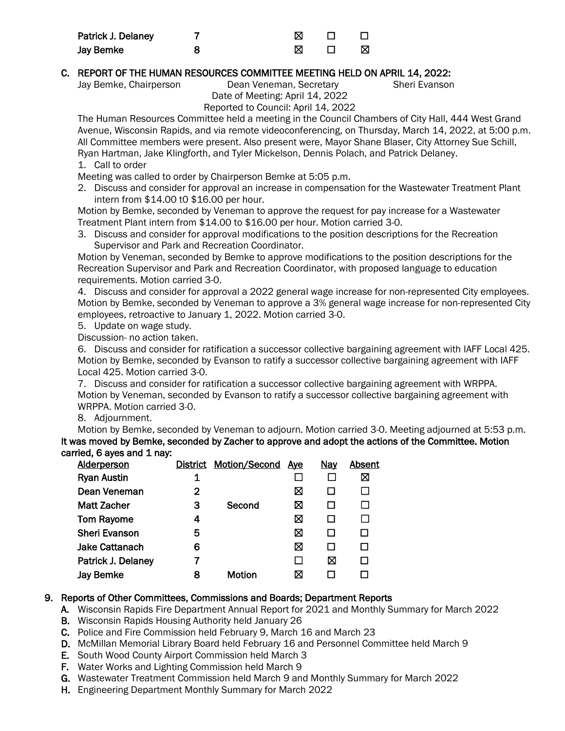| | | | | | |
|---|---|---|---|---|---|
| **Patrick J. Delaney** | **7** | | ☒ | ☐ | ☐ |
| **Jay Bemke** | **8** | | ☒ | ☐ | ☒ |

**C. REPORT OF THE HUMAN RESOURCES COMMITTEE MEETING HELD ON APRIL 14, 2022:**

Jay Bemke, Chairperson    Dean Veneman, Secretary    Sheri Evanson

Date of Meeting: April 14, 2022

Reported to Council: April 14, 2022

The Human Resources Committee held a meeting in the Council Chambers of City Hall, 444 West Grand Avenue, Wisconsin Rapids, and via remote videoconferencing, on Thursday, March 14, 2022, at 5:00 p.m. All Committee members were present. Also present were, Mayor Shane Blaser, City Attorney Sue Schill, Ryan Hartman, Jake Klingforth, and Tyler Mickelson, Dennis Polach, and Patrick Delaney.

1. Call to order

Meeting was called to order by Chairperson Bemke at 5:05 p.m.

2. Discuss and consider for approval an increase in compensation for the Wastewater Treatment Plant intern from $14.00 t0 $16.00 per hour.

Motion by Bemke, seconded by Veneman to approve the request for pay increase for a Wastewater Treatment Plant intern from $14.00 to $16.00 per hour. Motion carried 3-0.

3. Discuss and consider for approval modifications to the position descriptions for the Recreation Supervisor and Park and Recreation Coordinator.

Motion by Veneman, seconded by Bemke to approve modifications to the position descriptions for the Recreation Supervisor and Park and Recreation Coordinator, with proposed language to education requirements. Motion carried 3-0.

4. Discuss and consider for approval a 2022 general wage increase for non-represented City employees.

Motion by Bemke, seconded by Veneman to approve a 3% general wage increase for non-represented City employees, retroactive to January 1, 2022. Motion carried 3-0.

5. Update on wage study.

Discussion- no action taken.

6. Discuss and consider for ratification a successor collective bargaining agreement with IAFF Local 425.

Motion by Bemke, seconded by Evanson to ratify a successor collective bargaining agreement with IAFF Local 425. Motion carried 3-0.

7. Discuss and consider for ratification a successor collective bargaining agreement with WRPPA.

Motion by Veneman, seconded by Evanson to ratify a successor collective bargaining agreement with WRPPA. Motion carried 3-0.

8. Adjournment.

Motion by Bemke, seconded by Veneman to adjourn. Motion carried 3-0. Meeting adjourned at 5:53 p.m.

**It was moved by Bemke, seconded by Zacher to approve and adopt the actions of the Committee. Motion carried, 6 ayes and 1 nay:**

| Alderperson | District | Motion/Second | Aye | Nay | Absent |
|---|---|---|---|---|---|
| **Ryan Austin** | **1** | | ☐ | ☐ | ☒ |
| **Dean Veneman** | **2** | | ☒ | ☐ | ☐ |
| **Matt Zacher** | **3** | **Second** | ☒ | ☐ | ☐ |
| **Tom Rayome** | **4** | | ☒ | ☐ | ☐ |
| **Sheri Evanson** | **5** | | ☒ | ☐ | ☐ |
| **Jake Cattanach** | **6** | | ☒ | ☐ | ☐ |
| **Patrick J. Delaney** | **7** | | ☐ | ☒ | ☐ |
| **Jay Bemke** | **8** | **Motion** | ☒ | ☐ | ☐ |

**9. Reports of Other Committees, Commissions and Boards; Department Reports**

- **A.** Wisconsin Rapids Fire Department Annual Report for 2021 and Monthly Summary for March 2022
- **B.** Wisconsin Rapids Housing Authority held January 26
- **C.** Police and Fire Commission held February 9, March 16 and March 23
- **D.** McMillan Memorial Library Board held February 16 and Personnel Committee held March 9
- **E.** South Wood County Airport Commission held March 3
- **F.** Water Works and Lighting Commission held March 9
- **G.** Wastewater Treatment Commission held March 9 and Monthly Summary for March 2022
- **H.** Engineering Department Monthly Summary for March 2022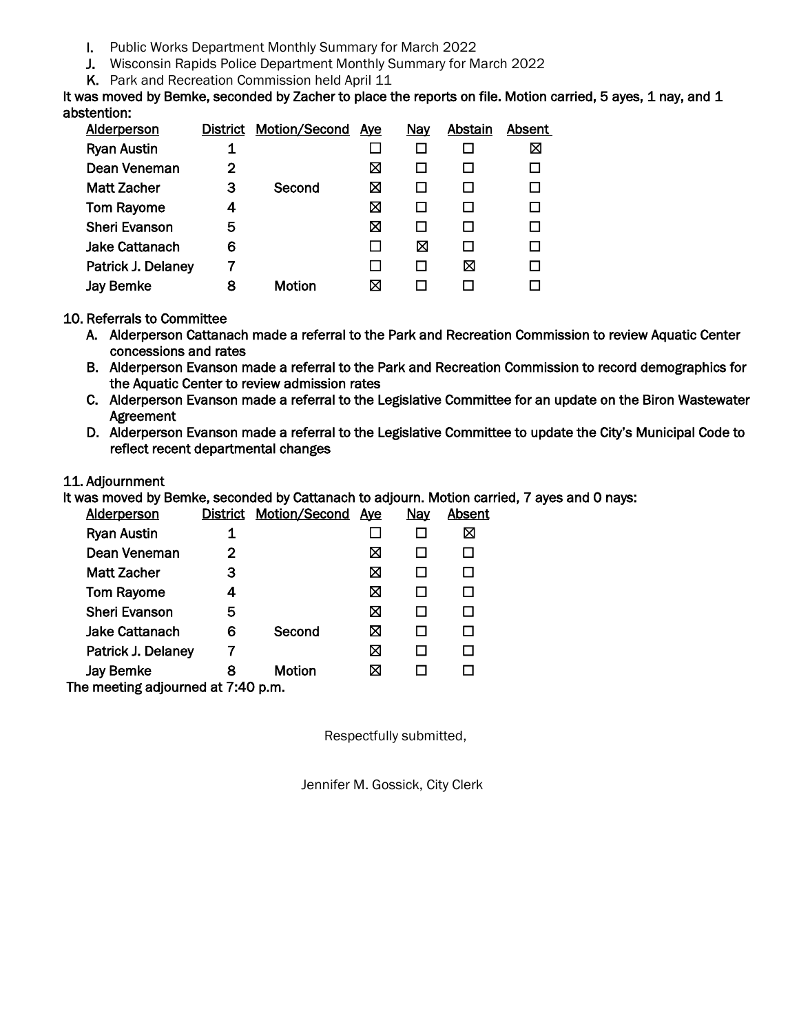I. Public Works Department Monthly Summary for March 2022
J. Wisconsin Rapids Police Department Monthly Summary for March 2022
K. Park and Recreation Commission held April 11

**It was moved by Bemke, seconded by Zacher to place the reports on file. Motion carried, 5 ayes, 1 nay, and 1 abstention:**

| Alderperson | District | Motion/Second | Aye | Nay | Abstain | Absent |
|---|---|---|---|---|---|---|
| Ryan Austin | 1 | | ☐ | ☐ | ☐ | ☒ |
| Dean Veneman | 2 | | ☒ | ☐ | ☐ | ☐ |
| Matt Zacher | 3 | Second | ☒ | ☐ | ☐ | ☐ |
| Tom Rayome | 4 | | ☒ | ☐ | ☐ | ☐ |
| Sheri Evanson | 5 | | ☒ | ☐ | ☐ | ☐ |
| Jake Cattanach | 6 | | ☐ | ☒ | ☐ | ☐ |
| Patrick J. Delaney | 7 | | ☐ | ☐ | ☒ | ☐ |
| Jay Bemke | 8 | Motion | ☒ | ☐ | ☐ | ☐ |

**10. Referrals to Committee**

A. **Alderperson Cattanach made a referral to the Park and Recreation Commission to review Aquatic Center concessions and rates**
B. **Alderperson Evanson made a referral to the Park and Recreation Commission to record demographics for the Aquatic Center to review admission rates**
C. **Alderperson Evanson made a referral to the Legislative Committee for an update on the Biron Wastewater Agreement**
D. **Alderperson Evanson made a referral to the Legislative Committee to update the City's Municipal Code to reflect recent departmental changes**

**11. Adjournment**

**It was moved by Bemke, seconded by Cattanach to adjourn. Motion carried, 7 ayes and 0 nays:**

| Alderperson | District | Motion/Second | Aye | Nay | Absent |
|---|---|---|---|---|---|
| Ryan Austin | 1 | | ☐ | ☐ | ☒ |
| Dean Veneman | 2 | | ☒ | ☐ | ☐ |
| Matt Zacher | 3 | | ☒ | ☐ | ☐ |
| Tom Rayome | 4 | | ☒ | ☐ | ☐ |
| Sheri Evanson | 5 | | ☒ | ☐ | ☐ |
| Jake Cattanach | 6 | Second | ☒ | ☐ | ☐ |
| Patrick J. Delaney | 7 | | ☒ | ☐ | ☐ |
| Jay Bemke | 8 | Motion | ☒ | ☐ | ☐ |

**The meeting adjourned at 7:40 p.m.**

Respectfully submitted,

Jennifer M. Gossick, City Clerk